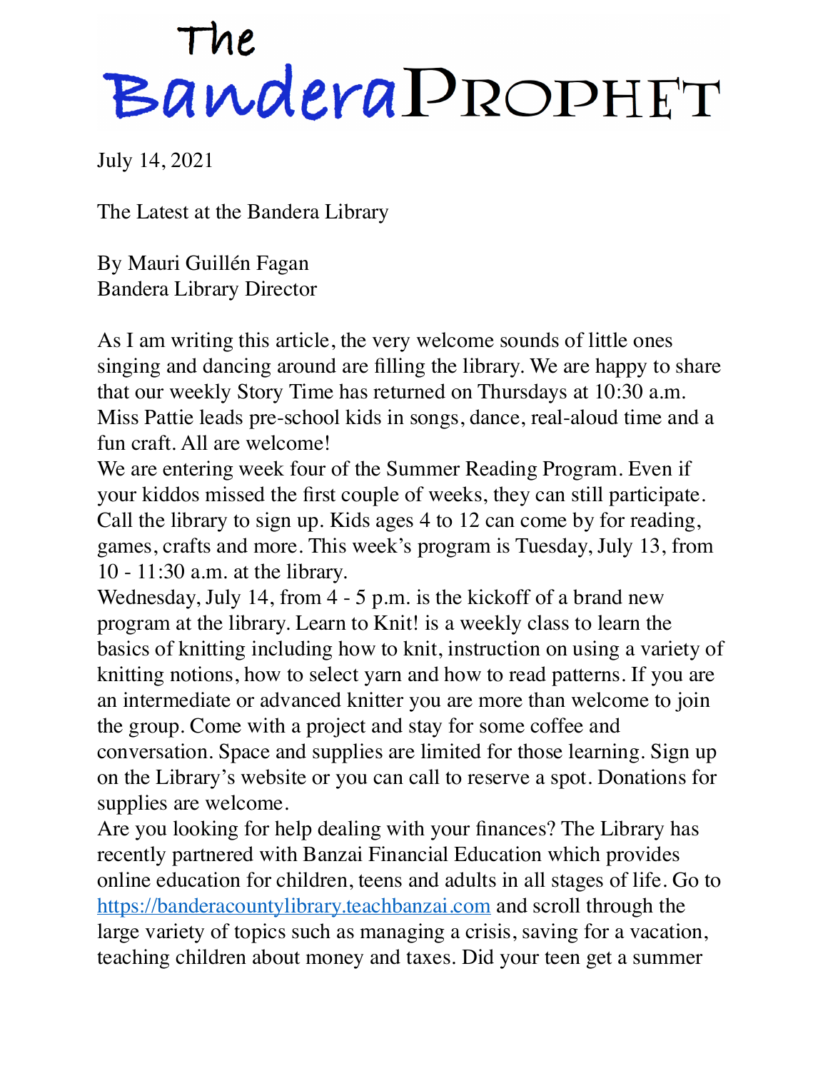# The Bandera Prophet

July 14, 2021

The Latest at the Bandera Library

By Mauri Guillén Fagan
Bandera Library Director

As I am writing this article, the very welcome sounds of little ones singing and dancing around are filling the library. We are happy to share that our weekly Story Time has returned on Thursdays at 10:30 a.m. Miss Pattie leads pre-school kids in songs, dance, real-aloud time and a fun craft. All are welcome!

We are entering week four of the Summer Reading Program. Even if your kiddos missed the first couple of weeks, they can still participate. Call the library to sign up. Kids ages 4 to 12 can come by for reading, games, crafts and more. This week's program is Tuesday, July 13, from 10 - 11:30 a.m. at the library.

Wednesday, July 14, from 4 - 5 p.m. is the kickoff of a brand new program at the library. Learn to Knit! is a weekly class to learn the basics of knitting including how to knit, instruction on using a variety of knitting notions, how to select yarn and how to read patterns. If you are an intermediate or advanced knitter you are more than welcome to join the group. Come with a project and stay for some coffee and conversation. Space and supplies are limited for those learning. Sign up on the Library's website or you can call to reserve a spot. Donations for supplies are welcome.

Are you looking for help dealing with your finances? The Library has recently partnered with Banzai Financial Education which provides online education for children, teens and adults in all stages of life. Go to [https://banderacountylibrary.teachbanzai.com](https://banderacountylibrary.teachbanzai.com) and scroll through the large variety of topics such as managing a crisis, saving for a vacation, teaching children about money and taxes. Did your teen get a summer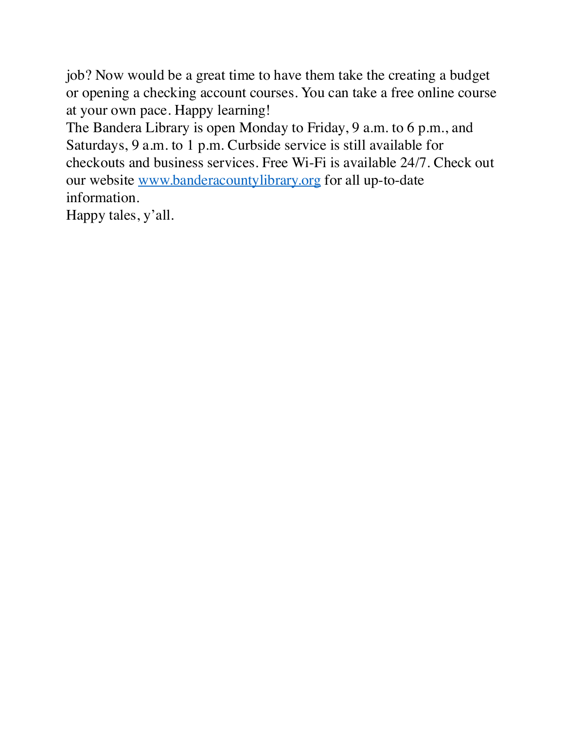job? Now would be a great time to have them take the creating a budget or opening a checking account courses. You can take a free online course at your own pace. Happy learning!

The Bandera Library is open Monday to Friday, 9 a.m. to 6 p.m., and Saturdays, 9 a.m. to 1 p.m. Curbside service is still available for checkouts and business services. Free Wi-Fi is available 24/7. Check out our website [www.banderacountylibrary.org](http://www.banderacountylibrary.org) for all up-to-date information.

Happy tales, y'all.